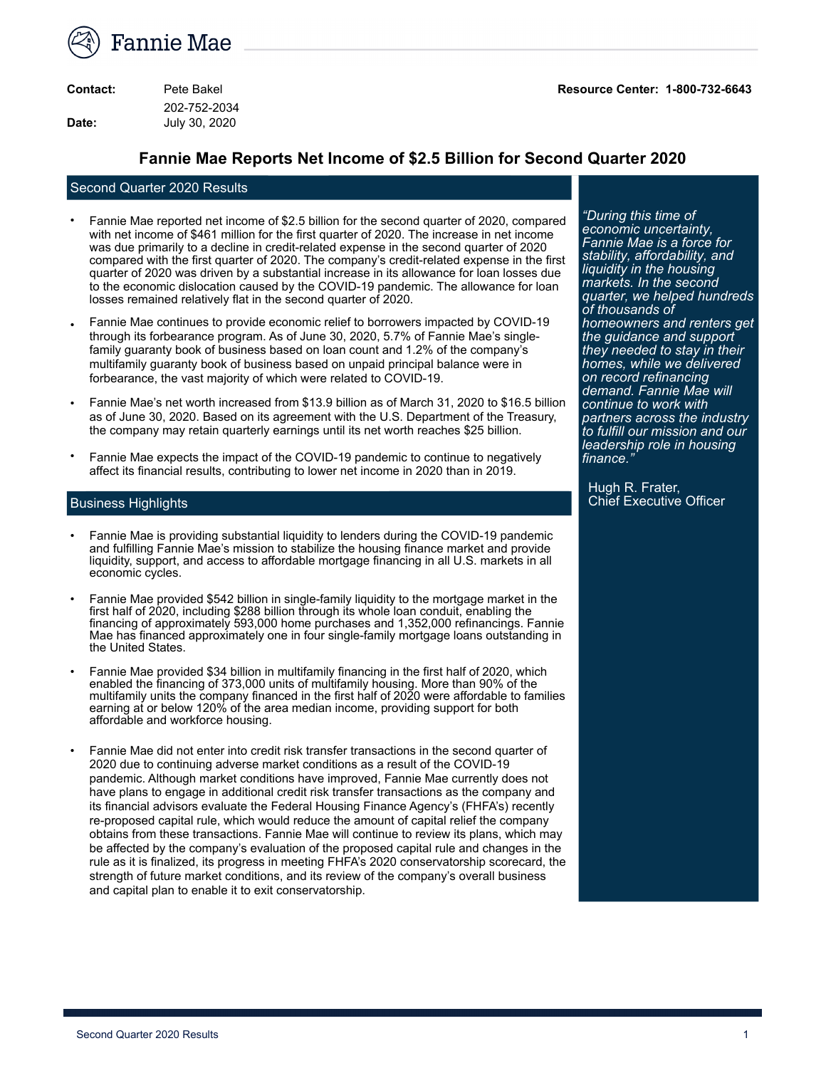Fannie Mae

**Contact:** Pete Bakel
202-752-2034

**Resource Center:** 1-800-732-6643

**Date:** July 30, 2020

# Fannie Mae Reports Net Income of $2.5 Billion for Second Quarter 2020

## Second Quarter 2020 Results

- Fannie Mae reported net income of $2.5 billion for the second quarter of 2020, compared with net income of $461 million for the first quarter of 2020. The increase in net income was due primarily to a decline in credit-related expense in the second quarter of 2020 compared with the first quarter of 2020. The company's credit-related expense in the first quarter of 2020 was driven by a substantial increase in its allowance for loan losses due to the economic dislocation caused by the COVID-19 pandemic. The allowance for loan losses remained relatively flat in the second quarter of 2020.
- Fannie Mae continues to provide economic relief to borrowers impacted by COVID-19 through its forbearance program. As of June 30, 2020, 5.7% of Fannie Mae's single-family guaranty book of business based on loan count and 1.2% of the company's multifamily guaranty book of business based on unpaid principal balance were in forbearance, the vast majority of which were related to COVID-19.
- Fannie Mae's net worth increased from $13.9 billion as of March 31, 2020 to $16.5 billion as of June 30, 2020. Based on its agreement with the U.S. Department of the Treasury, the company may retain quarterly earnings until its net worth reaches $25 billion.
- Fannie Mae expects the impact of the COVID-19 pandemic to continue to negatively affect its financial results, contributing to lower net income in 2020 than in 2019.

*"During this time of economic uncertainty, Fannie Mae is a force for stability, affordability, and liquidity in the housing markets. In the second quarter, we helped hundreds of thousands of homeowners and renters get the guidance and support they needed to stay in their homes, while we delivered on record refinancing demand. Fannie Mae will continue to work with partners across the industry to fulfill our mission and our leadership role in housing finance."*

Hugh R. Frater,
Chief Executive Officer

## Business Highlights

- Fannie Mae is providing substantial liquidity to lenders during the COVID-19 pandemic and fulfilling Fannie Mae's mission to stabilize the housing finance market and provide liquidity, support, and access to affordable mortgage financing in all U.S. markets in all economic cycles.
- Fannie Mae provided $542 billion in single-family liquidity to the mortgage market in the first half of 2020, including $288 billion through its whole loan conduit, enabling the financing of approximately 593,000 home purchases and 1,352,000 refinancings. Fannie Mae has financed approximately one in four single-family mortgage loans outstanding in the United States.
- Fannie Mae provided $34 billion in multifamily financing in the first half of 2020, which enabled the financing of 373,000 units of multifamily housing. More than 90% of the multifamily units the company financed in the first half of 2020 were affordable to families earning at or below 120% of the area median income, providing support for both affordable and workforce housing.
- Fannie Mae did not enter into credit risk transfer transactions in the second quarter of 2020 due to continuing adverse market conditions as a result of the COVID-19 pandemic. Although market conditions have improved, Fannie Mae currently does not have plans to engage in additional credit risk transfer transactions as the company and its financial advisors evaluate the Federal Housing Finance Agency's (FHFA's) recently re-proposed capital rule, which would reduce the amount of capital relief the company obtains from these transactions. Fannie Mae will continue to review its plans, which may be affected by the company's evaluation of the proposed capital rule and changes in the rule as it is finalized, its progress in meeting FHFA's 2020 conservatorship scorecard, the strength of future market conditions, and its review of the company's overall business and capital plan to enable it to exit conservatorship.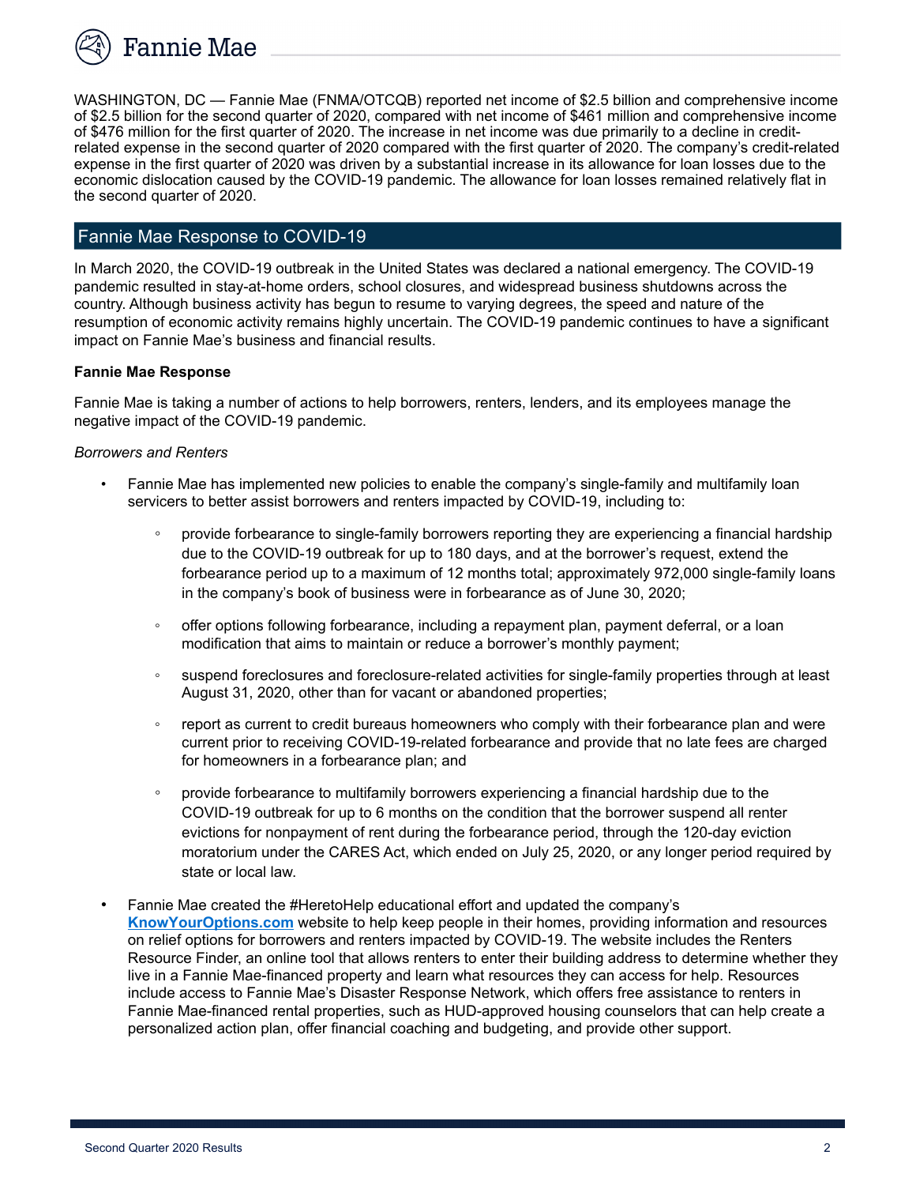WASHINGTON, DC — Fannie Mae (FNMA/OTCQB) reported net income of $2.5 billion and comprehensive income of $2.5 billion for the second quarter of 2020, compared with net income of $461 million and comprehensive income of $476 million for the first quarter of 2020. The increase in net income was due primarily to a decline in credit-related expense in the second quarter of 2020 compared with the first quarter of 2020. The company's credit-related expense in the first quarter of 2020 was driven by a substantial increase in its allowance for loan losses due to the economic dislocation caused by the COVID-19 pandemic. The allowance for loan losses remained relatively flat in the second quarter of 2020.

## Fannie Mae Response to COVID-19

In March 2020, the COVID-19 outbreak in the United States was declared a national emergency. The COVID-19 pandemic resulted in stay-at-home orders, school closures, and widespread business shutdowns across the country. Although business activity has begun to resume to varying degrees, the speed and nature of the resumption of economic activity remains highly uncertain. The COVID-19 pandemic continues to have a significant impact on Fannie Mae's business and financial results.

**Fannie Mae Response**

Fannie Mae is taking a number of actions to help borrowers, renters, lenders, and its employees manage the negative impact of the COVID-19 pandemic.

*Borrowers and Renters*

- Fannie Mae has implemented new policies to enable the company's single-family and multifamily loan servicers to better assist borrowers and renters impacted by COVID-19, including to:
  - provide forbearance to single-family borrowers reporting they are experiencing a financial hardship due to the COVID-19 outbreak for up to 180 days, and at the borrower's request, extend the forbearance period up to a maximum of 12 months total; approximately 972,000 single-family loans in the company's book of business were in forbearance as of June 30, 2020;
  - offer options following forbearance, including a repayment plan, payment deferral, or a loan modification that aims to maintain or reduce a borrower's monthly payment;
  - suspend foreclosures and foreclosure-related activities for single-family properties through at least August 31, 2020, other than for vacant or abandoned properties;
  - report as current to credit bureaus homeowners who comply with their forbearance plan and were current prior to receiving COVID-19-related forbearance and provide that no late fees are charged for homeowners in a forbearance plan; and
  - provide forbearance to multifamily borrowers experiencing a financial hardship due to the COVID-19 outbreak for up to 6 months on the condition that the borrower suspend all renter evictions for nonpayment of rent during the forbearance period, through the 120-day eviction moratorium under the CARES Act, which ended on July 25, 2020, or any longer period required by state or local law.
- Fannie Mae created the #HeretoHelp educational effort and updated the company's **KnowYourOptions.com** website to help keep people in their homes, providing information and resources on relief options for borrowers and renters impacted by COVID-19. The website includes the Renters Resource Finder, an online tool that allows renters to enter their building address to determine whether they live in a Fannie Mae-financed property and learn what resources they can access for help. Resources include access to Fannie Mae's Disaster Response Network, which offers free assistance to renters in Fannie Mae-financed rental properties, such as HUD-approved housing counselors that can help create a personalized action plan, offer financial coaching and budgeting, and provide other support.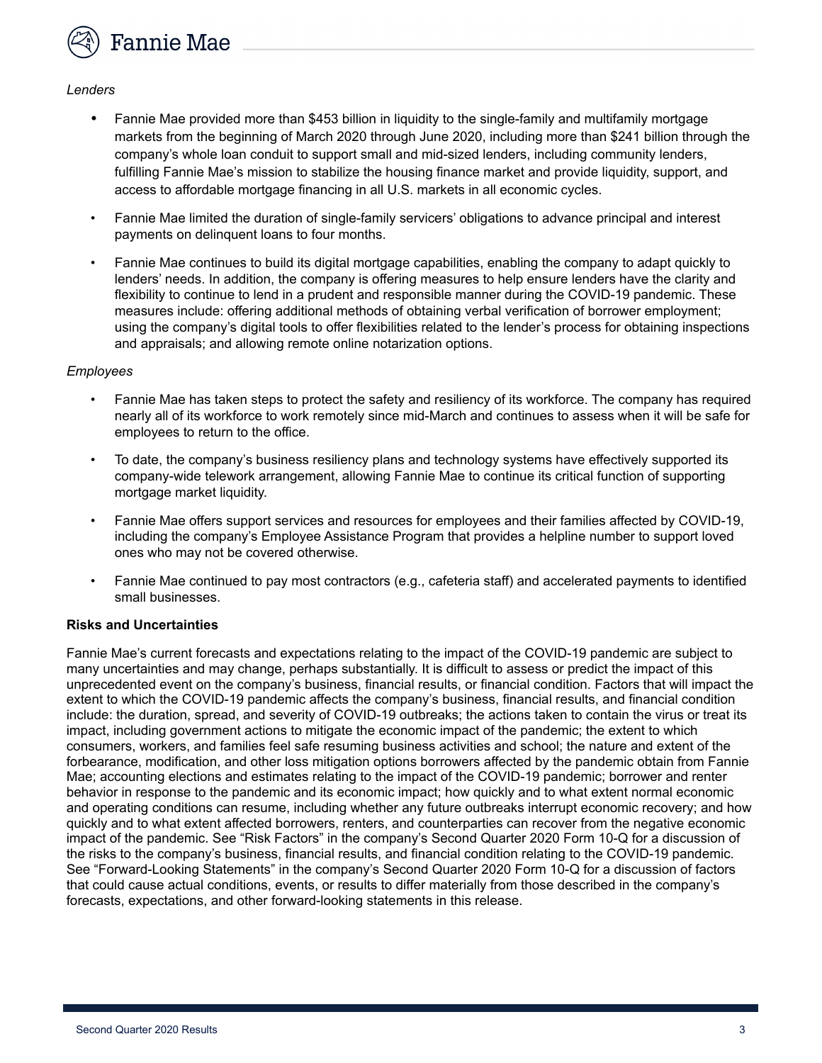*Lenders*

- Fannie Mae provided more than $453 billion in liquidity to the single-family and multifamily mortgage markets from the beginning of March 2020 through June 2020, including more than $241 billion through the company's whole loan conduit to support small and mid-sized lenders, including community lenders, fulfilling Fannie Mae's mission to stabilize the housing finance market and provide liquidity, support, and access to affordable mortgage financing in all U.S. markets in all economic cycles.
- Fannie Mae limited the duration of single-family servicers' obligations to advance principal and interest payments on delinquent loans to four months.
- Fannie Mae continues to build its digital mortgage capabilities, enabling the company to adapt quickly to lenders' needs. In addition, the company is offering measures to help ensure lenders have the clarity and flexibility to continue to lend in a prudent and responsible manner during the COVID-19 pandemic. These measures include: offering additional methods of obtaining verbal verification of borrower employment; using the company's digital tools to offer flexibilities related to the lender's process for obtaining inspections and appraisals; and allowing remote online notarization options.

*Employees*

- Fannie Mae has taken steps to protect the safety and resiliency of its workforce. The company has required nearly all of its workforce to work remotely since mid-March and continues to assess when it will be safe for employees to return to the office.
- To date, the company's business resiliency plans and technology systems have effectively supported its company-wide telework arrangement, allowing Fannie Mae to continue its critical function of supporting mortgage market liquidity.
- Fannie Mae offers support services and resources for employees and their families affected by COVID-19, including the company's Employee Assistance Program that provides a helpline number to support loved ones who may not be covered otherwise.
- Fannie Mae continued to pay most contractors (e.g., cafeteria staff) and accelerated payments to identified small businesses.

**Risks and Uncertainties**

Fannie Mae's current forecasts and expectations relating to the impact of the COVID-19 pandemic are subject to many uncertainties and may change, perhaps substantially. It is difficult to assess or predict the impact of this unprecedented event on the company's business, financial results, or financial condition. Factors that will impact the extent to which the COVID-19 pandemic affects the company's business, financial results, and financial condition include: the duration, spread, and severity of COVID-19 outbreaks; the actions taken to contain the virus or treat its impact, including government actions to mitigate the economic impact of the pandemic; the extent to which consumers, workers, and families feel safe resuming business activities and school; the nature and extent of the forbearance, modification, and other loss mitigation options borrowers affected by the pandemic obtain from Fannie Mae; accounting elections and estimates relating to the impact of the COVID-19 pandemic; borrower and renter behavior in response to the pandemic and its economic impact; how quickly and to what extent normal economic and operating conditions can resume, including whether any future outbreaks interrupt economic recovery; and how quickly and to what extent affected borrowers, renters, and counterparties can recover from the negative economic impact of the pandemic. See "Risk Factors" in the company's Second Quarter 2020 Form 10-Q for a discussion of the risks to the company's business, financial results, and financial condition relating to the COVID-19 pandemic. See "Forward-Looking Statements" in the company's Second Quarter 2020 Form 10-Q for a discussion of factors that could cause actual conditions, events, or results to differ materially from those described in the company's forecasts, expectations, and other forward-looking statements in this release.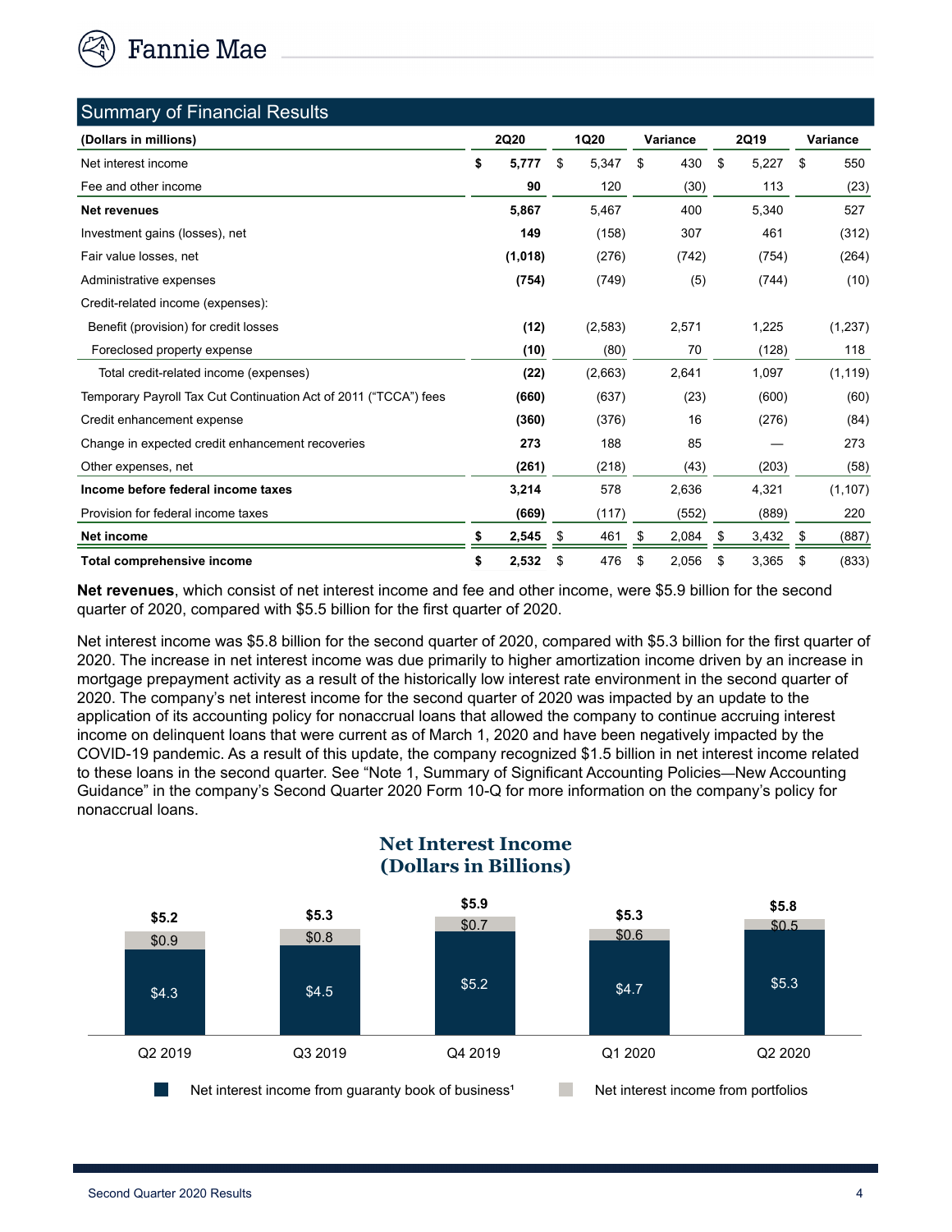## Summary of Financial Results

| (Dollars in millions) | 2Q20 | 1Q20 | Variance | 2Q19 | Variance |
|---|---|---|---|---|---|
| Net interest income | **$ 5,777** | $ 5,347 | $ 430 | $ 5,227 | $ 550 |
| Fee and other income | **90** | 120 | (30) | 113 | (23) |
| **Net revenues** | **5,867** | 5,467 | 400 | 5,340 | 527 |
| Investment gains (losses), net | **149** | (158) | 307 | 461 | (312) |
| Fair value losses, net | **(1,018)** | (276) | (742) | (754) | (264) |
| Administrative expenses | **(754)** | (749) | (5) | (744) | (10) |
| Credit-related income (expenses): | | | | | |
| Benefit (provision) for credit losses | **(12)** | (2,583) | 2,571 | 1,225 | (1,237) |
| Foreclosed property expense | **(10)** | (80) | 70 | (128) | 118 |
| Total credit-related income (expenses) | **(22)** | (2,663) | 2,641 | 1,097 | (1,119) |
| Temporary Payroll Tax Cut Continuation Act of 2011 ("TCCA") fees | **(660)** | (637) | (23) | (600) | (60) |
| Credit enhancement expense | **(360)** | (376) | 16 | (276) | (84) |
| Change in expected credit enhancement recoveries | **273** | 188 | 85 | — | 273 |
| Other expenses, net | **(261)** | (218) | (43) | (203) | (58) |
| **Income before federal income taxes** | **3,214** | 578 | 2,636 | 4,321 | (1,107) |
| Provision for federal income taxes | **(669)** | (117) | (552) | (889) | 220 |
| **Net income** | **$ 2,545** | $ 461 | $ 2,084 | $ 3,432 | $ (887) |
| **Total comprehensive income** | **$ 2,532** | $ 476 | $ 2,056 | $ 3,365 | $ (833) |

**Net revenues**, which consist of net interest income and fee and other income, were $5.9 billion for the second quarter of 2020, compared with $5.5 billion for the first quarter of 2020.

Net interest income was $5.8 billion for the second quarter of 2020, compared with $5.3 billion for the first quarter of 2020. The increase in net interest income was due primarily to higher amortization income driven by an increase in mortgage prepayment activity as a result of the historically low interest rate environment in the second quarter of 2020. The company's net interest income for the second quarter of 2020 was impacted by an update to the application of its accounting policy for nonaccrual loans that allowed the company to continue accruing interest income on delinquent loans that were current as of March 1, 2020 and have been negatively impacted by the COVID-19 pandemic. As a result of this update, the company recognized $1.5 billion in net interest income related to these loans in the second quarter. See "Note 1, Summary of Significant Accounting Policies—New Accounting Guidance" in the company's Second Quarter 2020 Form 10-Q for more information on the company's policy for nonaccrual loans.

### Net Interest Income (Dollars in Billions)

| | Q2 2019 | Q3 2019 | Q4 2019 | Q1 2020 | Q2 2020 |
|---|---|---|---|---|---|
| Net interest income from guaranty book of business[1] | $4.3 | $4.5 | $5.2 | $4.7 | $5.3 |
| Net interest income from portfolios | $0.9 | $0.8 | $0.7 | $0.6 | $0.5 |
| Total | $5.2 | $5.3 | $5.9 | $5.3 | $5.8 |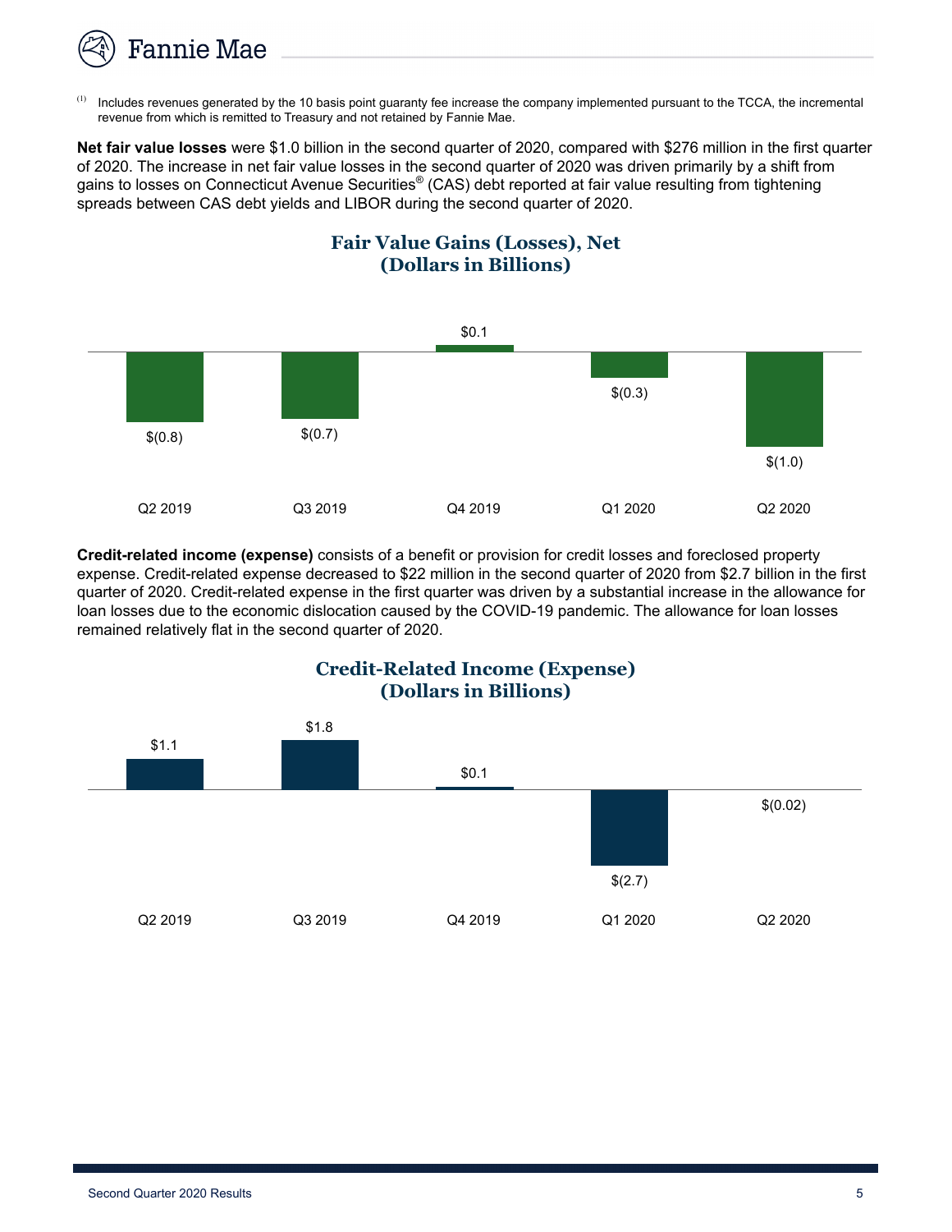(1) Includes revenues generated by the 10 basis point guaranty fee increase the company implemented pursuant to the TCCA, the incremental revenue from which is remitted to Treasury and not retained by Fannie Mae.

**Net fair value losses** were $1.0 billion in the second quarter of 2020, compared with $276 million in the first quarter of 2020. The increase in net fair value losses in the second quarter of 2020 was driven primarily by a shift from gains to losses on Connecticut Avenue Securities® (CAS) debt reported at fair value resulting from tightening spreads between CAS debt yields and LIBOR during the second quarter of 2020.

**Fair Value Gains (Losses), Net (Dollars in Billions)**

| Q2 2019 | Q3 2019 | Q4 2019 | Q1 2020 | Q2 2020 |
|---|---|---|---|---|
| $(0.8) | $(0.7) | $0.1 | $(0.3) | $(1.0) |

**Credit-related income (expense)** consists of a benefit or provision for credit losses and foreclosed property expense. Credit-related expense decreased to $22 million in the second quarter of 2020 from $2.7 billion in the first quarter of 2020. Credit-related expense in the first quarter was driven by a substantial increase in the allowance for loan losses due to the economic dislocation caused by the COVID-19 pandemic. The allowance for loan losses remained relatively flat in the second quarter of 2020.

**Credit-Related Income (Expense) (Dollars in Billions)**

| Q2 2019 | Q3 2019 | Q4 2019 | Q1 2020 | Q2 2020 |
|---|---|---|---|---|
| $1.1 | $1.8 | $0.1 | $(2.7) | $(0.02) |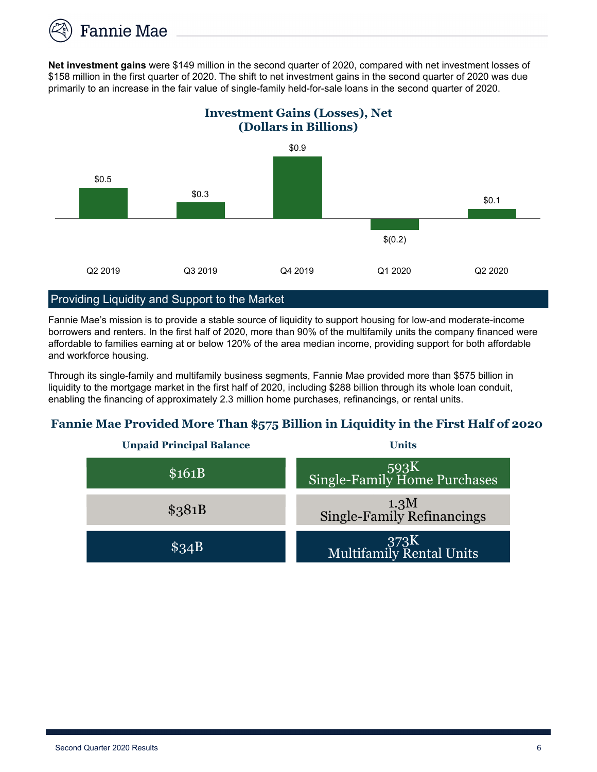**Net investment gains** were $149 million in the second quarter of 2020, compared with net investment losses of $158 million in the first quarter of 2020. The shift to net investment gains in the second quarter of 2020 was due primarily to an increase in the fair value of single-family held-for-sale loans in the second quarter of 2020.

**Investment Gains (Losses), Net**
**(Dollars in Billions)**

| Q2 2019 | Q3 2019 | Q4 2019 | Q1 2020 | Q2 2020 |
|---|---|---|---|---|
| $0.5 | $0.3 | $0.9 | $(0.2) | $0.1 |

## Providing Liquidity and Support to the Market

Fannie Mae's mission is to provide a stable source of liquidity to support housing for low-and moderate-income borrowers and renters. In the first half of 2020, more than 90% of the multifamily units the company financed were affordable to families earning at or below 120% of the area median income, providing support for both affordable and workforce housing.

Through its single-family and multifamily business segments, Fannie Mae provided more than $575 billion in liquidity to the mortgage market in the first half of 2020, including $288 billion through its whole loan conduit, enabling the financing of approximately 2.3 million home purchases, refinancings, or rental units.

### Fannie Mae Provided More Than $575 Billion in Liquidity in the First Half of 2020

| Unpaid Principal Balance | Units |
|---|---|
| $161B | 593K Single-Family Home Purchases |
| $381B | 1.3M Single-Family Refinancings |
| $34B | 373K Multifamily Rental Units |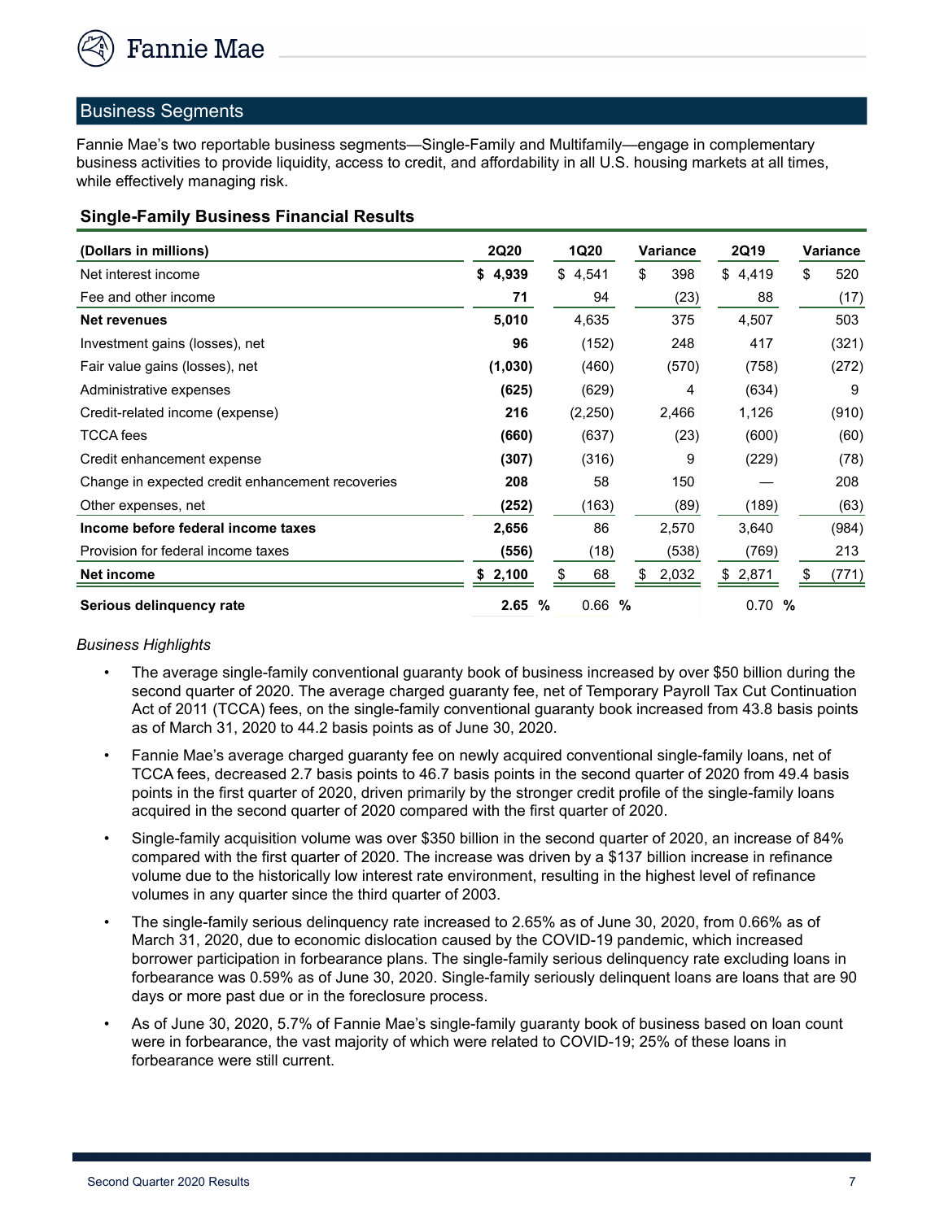## Business Segments

Fannie Mae's two reportable business segments—Single-Family and Multifamily—engage in complementary business activities to provide liquidity, access to credit, and affordability in all U.S. housing markets at all times, while effectively managing risk.

### Single-Family Business Financial Results

| (Dollars in millions) | 2Q20 | 1Q20 | Variance | 2Q19 | Variance |
|---|---|---|---|---|---|
| Net interest income | **$ 4,939** | $ 4,541 | $ 398 | $ 4,419 | $ 520 |
| Fee and other income | **71** | 94 | (23) | 88 | (17) |
| **Net revenues** | **5,010** | 4,635 | 375 | 4,507 | 503 |
| Investment gains (losses), net | **96** | (152) | 248 | 417 | (321) |
| Fair value gains (losses), net | **(1,030)** | (460) | (570) | (758) | (272) |
| Administrative expenses | **(625)** | (629) | 4 | (634) | 9 |
| Credit-related income (expense) | **216** | (2,250) | 2,466 | 1,126 | (910) |
| TCCA fees | **(660)** | (637) | (23) | (600) | (60) |
| Credit enhancement expense | **(307)** | (316) | 9 | (229) | (78) |
| Change in expected credit enhancement recoveries | **208** | 58 | 150 | — | 208 |
| Other expenses, net | **(252)** | (163) | (89) | (189) | (63) |
| **Income before federal income taxes** | **2,656** | 86 | 2,570 | 3,640 | (984) |
| Provision for federal income taxes | **(556)** | (18) | (538) | (769) | 213 |
| **Net income** | **$ 2,100** | $ 68 | $ 2,032 | $ 2,871 | $ (771) |
| **Serious delinquency rate** | **2.65 %** | 0.66 % | | 0.70 % | |

*Business Highlights*

- The average single-family conventional guaranty book of business increased by over $50 billion during the second quarter of 2020. The average charged guaranty fee, net of Temporary Payroll Tax Cut Continuation Act of 2011 (TCCA) fees, on the single-family conventional guaranty book increased from 43.8 basis points as of March 31, 2020 to 44.2 basis points as of June 30, 2020.
- Fannie Mae's average charged guaranty fee on newly acquired conventional single-family loans, net of TCCA fees, decreased 2.7 basis points to 46.7 basis points in the second quarter of 2020 from 49.4 basis points in the first quarter of 2020, driven primarily by the stronger credit profile of the single-family loans acquired in the second quarter of 2020 compared with the first quarter of 2020.
- Single-family acquisition volume was over $350 billion in the second quarter of 2020, an increase of 84% compared with the first quarter of 2020. The increase was driven by a $137 billion increase in refinance volume due to the historically low interest rate environment, resulting in the highest level of refinance volumes in any quarter since the third quarter of 2003.
- The single-family serious delinquency rate increased to 2.65% as of June 30, 2020, from 0.66% as of March 31, 2020, due to economic dislocation caused by the COVID-19 pandemic, which increased borrower participation in forbearance plans. The single-family serious delinquency rate excluding loans in forbearance was 0.59% as of June 30, 2020. Single-family seriously delinquent loans are loans that are 90 days or more past due or in the foreclosure process.
- As of June 30, 2020, 5.7% of Fannie Mae's single-family guaranty book of business based on loan count were in forbearance, the vast majority of which were related to COVID-19; 25% of these loans in forbearance were still current.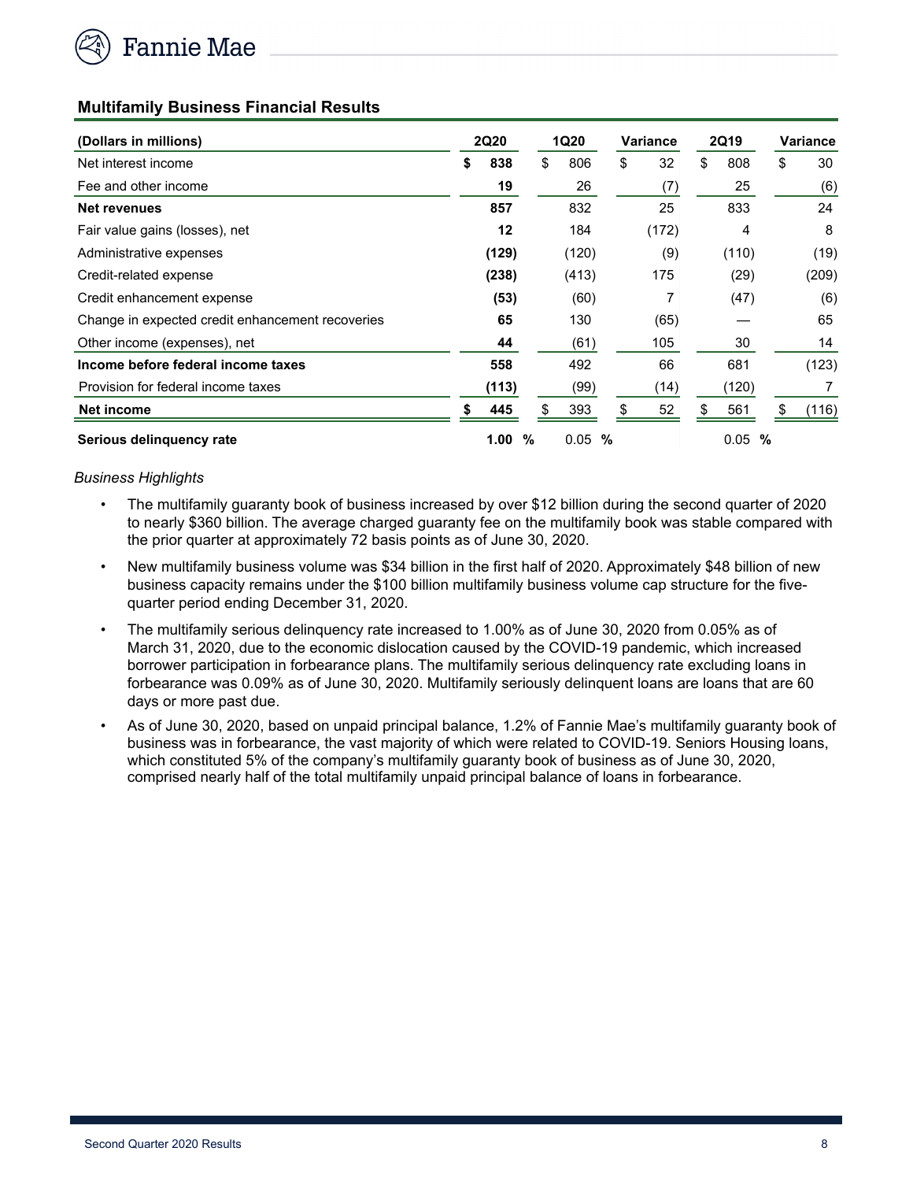## Multifamily Business Financial Results

| (Dollars in millions) | 2Q20 | 1Q20 | Variance | 2Q19 | Variance |
|---|---|---|---|---|---|
| Net interest income | **$ 838** | $ 806 | $ 32 | $ 808 | $ 30 |
| Fee and other income | **19** | 26 | (7) | 25 | (6) |
| **Net revenues** | **857** | 832 | 25 | 833 | 24 |
| Fair value gains (losses), net | **12** | 184 | (172) | 4 | 8 |
| Administrative expenses | **(129)** | (120) | (9) | (110) | (19) |
| Credit-related expense | **(238)** | (413) | 175 | (29) | (209) |
| Credit enhancement expense | **(53)** | (60) | 7 | (47) | (6) |
| Change in expected credit enhancement recoveries | **65** | 130 | (65) | — | 65 |
| Other income (expenses), net | **44** | (61) | 105 | 30 | 14 |
| **Income before federal income taxes** | **558** | 492 | 66 | 681 | (123) |
| Provision for federal income taxes | **(113)** | (99) | (14) | (120) | 7 |
| **Net income** | **$ 445** | $ 393 | $ 52 | $ 561 | $ (116) |
| **Serious delinquency rate** | **1.00 %** | 0.05 % | | 0.05 % | |

*Business Highlights*

- The multifamily guaranty book of business increased by over $12 billion during the second quarter of 2020 to nearly $360 billion. The average charged guaranty fee on the multifamily book was stable compared with the prior quarter at approximately 72 basis points as of June 30, 2020.
- New multifamily business volume was $34 billion in the first half of 2020. Approximately $48 billion of new business capacity remains under the $100 billion multifamily business volume cap structure for the five-quarter period ending December 31, 2020.
- The multifamily serious delinquency rate increased to 1.00% as of June 30, 2020 from 0.05% as of March 31, 2020, due to the economic dislocation caused by the COVID-19 pandemic, which increased borrower participation in forbearance plans. The multifamily serious delinquency rate excluding loans in forbearance was 0.09% as of June 30, 2020. Multifamily seriously delinquent loans are loans that are 60 days or more past due.
- As of June 30, 2020, based on unpaid principal balance, 1.2% of Fannie Mae's multifamily guaranty book of business was in forbearance, the vast majority of which were related to COVID-19. Seniors Housing loans, which constituted 5% of the company's multifamily guaranty book of business as of June 30, 2020, comprised nearly half of the total multifamily unpaid principal balance of loans in forbearance.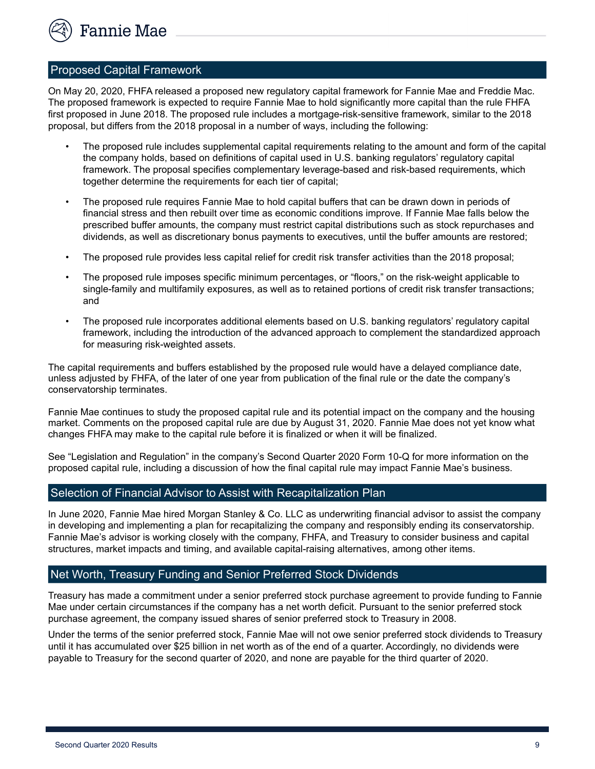## Proposed Capital Framework

On May 20, 2020, FHFA released a proposed new regulatory capital framework for Fannie Mae and Freddie Mac. The proposed framework is expected to require Fannie Mae to hold significantly more capital than the rule FHFA first proposed in June 2018. The proposed rule includes a mortgage-risk-sensitive framework, similar to the 2018 proposal, but differs from the 2018 proposal in a number of ways, including the following:

- The proposed rule includes supplemental capital requirements relating to the amount and form of the capital the company holds, based on definitions of capital used in U.S. banking regulators' regulatory capital framework. The proposal specifies complementary leverage-based and risk-based requirements, which together determine the requirements for each tier of capital;
- The proposed rule requires Fannie Mae to hold capital buffers that can be drawn down in periods of financial stress and then rebuilt over time as economic conditions improve. If Fannie Mae falls below the prescribed buffer amounts, the company must restrict capital distributions such as stock repurchases and dividends, as well as discretionary bonus payments to executives, until the buffer amounts are restored;
- The proposed rule provides less capital relief for credit risk transfer activities than the 2018 proposal;
- The proposed rule imposes specific minimum percentages, or "floors," on the risk-weight applicable to single-family and multifamily exposures, as well as to retained portions of credit risk transfer transactions; and
- The proposed rule incorporates additional elements based on U.S. banking regulators' regulatory capital framework, including the introduction of the advanced approach to complement the standardized approach for measuring risk-weighted assets.

The capital requirements and buffers established by the proposed rule would have a delayed compliance date, unless adjusted by FHFA, of the later of one year from publication of the final rule or the date the company's conservatorship terminates.

Fannie Mae continues to study the proposed capital rule and its potential impact on the company and the housing market. Comments on the proposed capital rule are due by August 31, 2020. Fannie Mae does not yet know what changes FHFA may make to the capital rule before it is finalized or when it will be finalized.

See "Legislation and Regulation" in the company's Second Quarter 2020 Form 10-Q for more information on the proposed capital rule, including a discussion of how the final capital rule may impact Fannie Mae's business.

## Selection of Financial Advisor to Assist with Recapitalization Plan

In June 2020, Fannie Mae hired Morgan Stanley & Co. LLC as underwriting financial advisor to assist the company in developing and implementing a plan for recapitalizing the company and responsibly ending its conservatorship. Fannie Mae's advisor is working closely with the company, FHFA, and Treasury to consider business and capital structures, market impacts and timing, and available capital-raising alternatives, among other items.

## Net Worth, Treasury Funding and Senior Preferred Stock Dividends

Treasury has made a commitment under a senior preferred stock purchase agreement to provide funding to Fannie Mae under certain circumstances if the company has a net worth deficit. Pursuant to the senior preferred stock purchase agreement, the company issued shares of senior preferred stock to Treasury in 2008.

Under the terms of the senior preferred stock, Fannie Mae will not owe senior preferred stock dividends to Treasury until it has accumulated over $25 billion in net worth as of the end of a quarter. Accordingly, no dividends were payable to Treasury for the second quarter of 2020, and none are payable for the third quarter of 2020.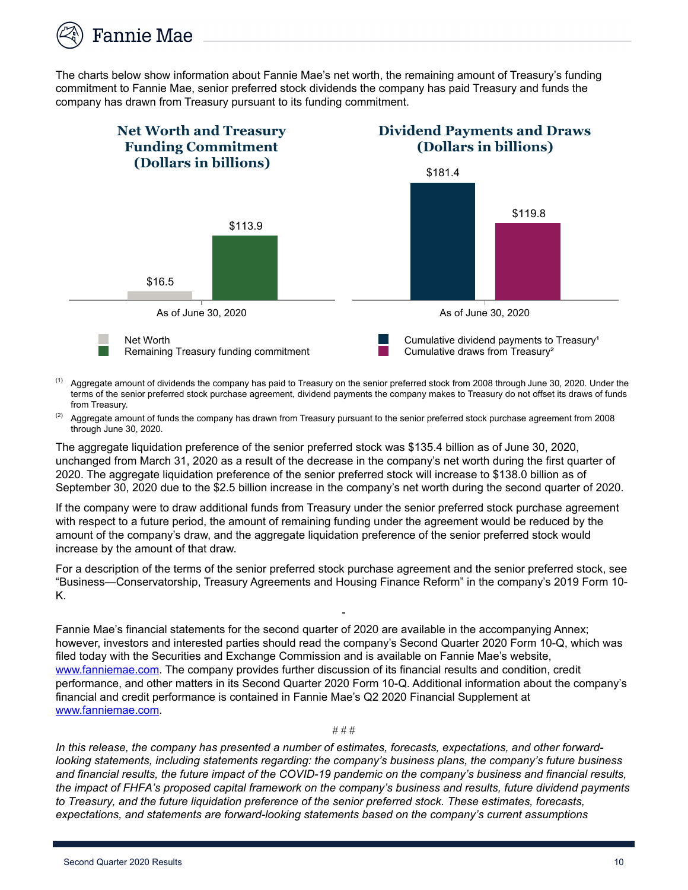The charts below show information about Fannie Mae's net worth, the remaining amount of Treasury's funding commitment to Fannie Mae, senior preferred stock dividends the company has paid Treasury and funds the company has drawn from Treasury pursuant to its funding commitment.

**Net Worth and Treasury Funding Commitment (Dollars in billions)**

| As of June 30, 2020 | |
|---|---|
| Net Worth | $16.5 |
| Remaining Treasury funding commitment | $113.9 |

**Dividend Payments and Draws (Dollars in billions)**

| As of June 30, 2020 | |
|---|---|
| Cumulative dividend payments to Treasury[1] | $181.4 |
| Cumulative draws from Treasury[2] | $119.8 |

(1) Aggregate amount of dividends the company has paid to Treasury on the senior preferred stock from 2008 through June 30, 2020. Under the terms of the senior preferred stock purchase agreement, dividend payments the company makes to Treasury do not offset its draws of funds from Treasury.

(2) Aggregate amount of funds the company has drawn from Treasury pursuant to the senior preferred stock purchase agreement from 2008 through June 30, 2020.

The aggregate liquidation preference of the senior preferred stock was $135.4 billion as of June 30, 2020, unchanged from March 31, 2020 as a result of the decrease in the company's net worth during the first quarter of 2020. The aggregate liquidation preference of the senior preferred stock will increase to $138.0 billion as of September 30, 2020 due to the $2.5 billion increase in the company's net worth during the second quarter of 2020.

If the company were to draw additional funds from Treasury under the senior preferred stock purchase agreement with respect to a future period, the amount of remaining funding under the agreement would be reduced by the amount of the company's draw, and the aggregate liquidation preference of the senior preferred stock would increase by the amount of that draw.

For a description of the terms of the senior preferred stock purchase agreement and the senior preferred stock, see "Business—Conservatorship, Treasury Agreements and Housing Finance Reform" in the company's 2019 Form 10-K.

-

Fannie Mae's financial statements for the second quarter of 2020 are available in the accompanying Annex; however, investors and interested parties should read the company's Second Quarter 2020 Form 10-Q, which was filed today with the Securities and Exchange Commission and is available on Fannie Mae's website, [www.fanniemae.com](http://www.fanniemae.com). The company provides further discussion of its financial results and condition, credit performance, and other matters in its Second Quarter 2020 Form 10-Q. Additional information about the company's financial and credit performance is contained in Fannie Mae's Q2 2020 Financial Supplement at [www.fanniemae.com](http://www.fanniemae.com).

# # #

*In this release, the company has presented a number of estimates, forecasts, expectations, and other forward-looking statements, including statements regarding: the company's business plans, the company's future business and financial results, the future impact of the COVID-19 pandemic on the company's business and financial results, the impact of FHFA's proposed capital framework on the company's business and results, future dividend payments to Treasury, and the future liquidation preference of the senior preferred stock. These estimates, forecasts, expectations, and statements are forward-looking statements based on the company's current assumptions*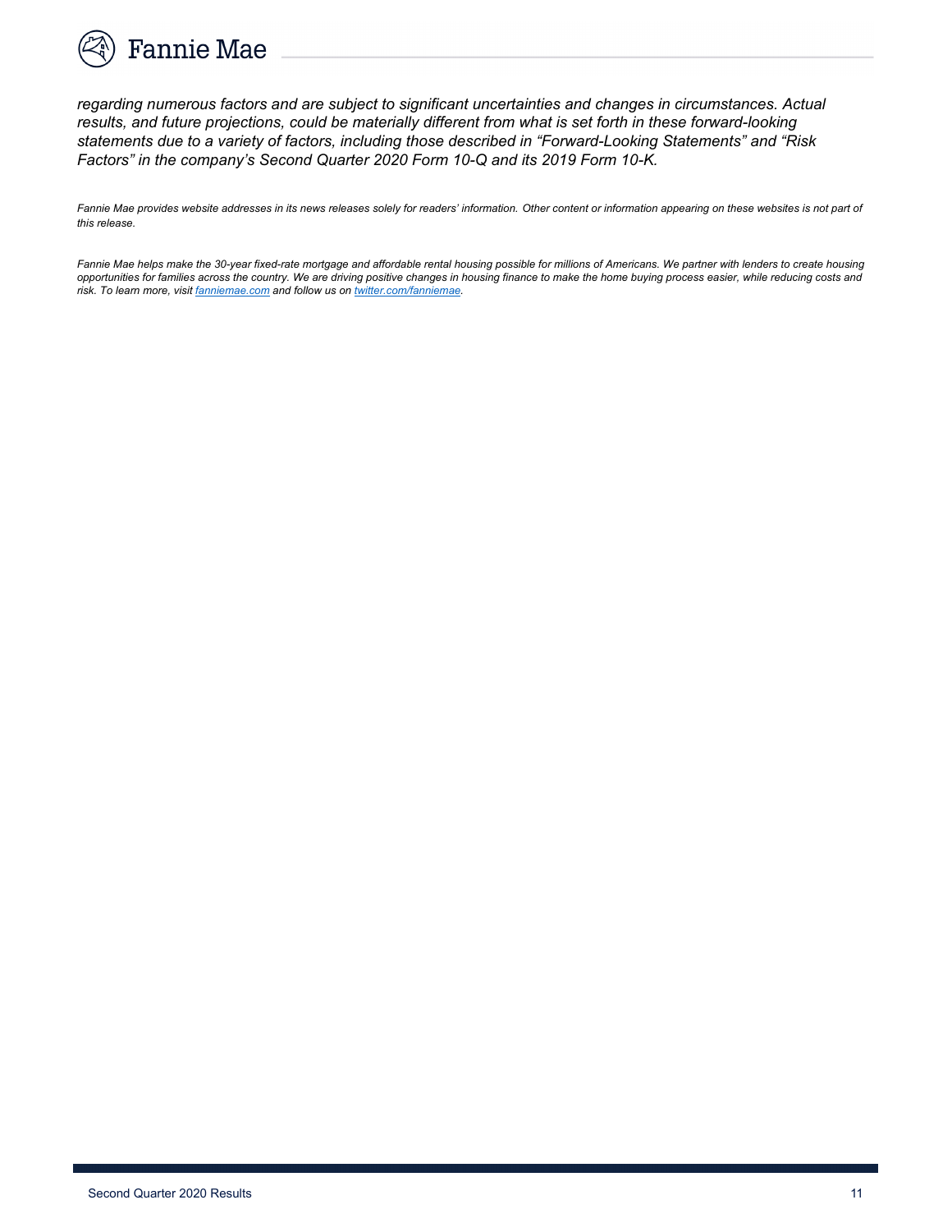*regarding numerous factors and are subject to significant uncertainties and changes in circumstances. Actual results, and future projections, could be materially different from what is set forth in these forward-looking statements due to a variety of factors, including those described in “Forward-Looking Statements” and “Risk Factors” in the company’s Second Quarter 2020 Form 10-Q and its 2019 Form 10-K.*

*Fannie Mae provides website addresses in its news releases solely for readers’ information. Other content or information appearing on these websites is not part of this release.*

*Fannie Mae helps make the 30-year fixed-rate mortgage and affordable rental housing possible for millions of Americans. We partner with lenders to create housing opportunities for families across the country. We are driving positive changes in housing finance to make the home buying process easier, while reducing costs and risk. To learn more, visit [fanniemae.com](https://fanniemae.com) and follow us on [twitter.com/fanniemae](https://twitter.com/fanniemae).*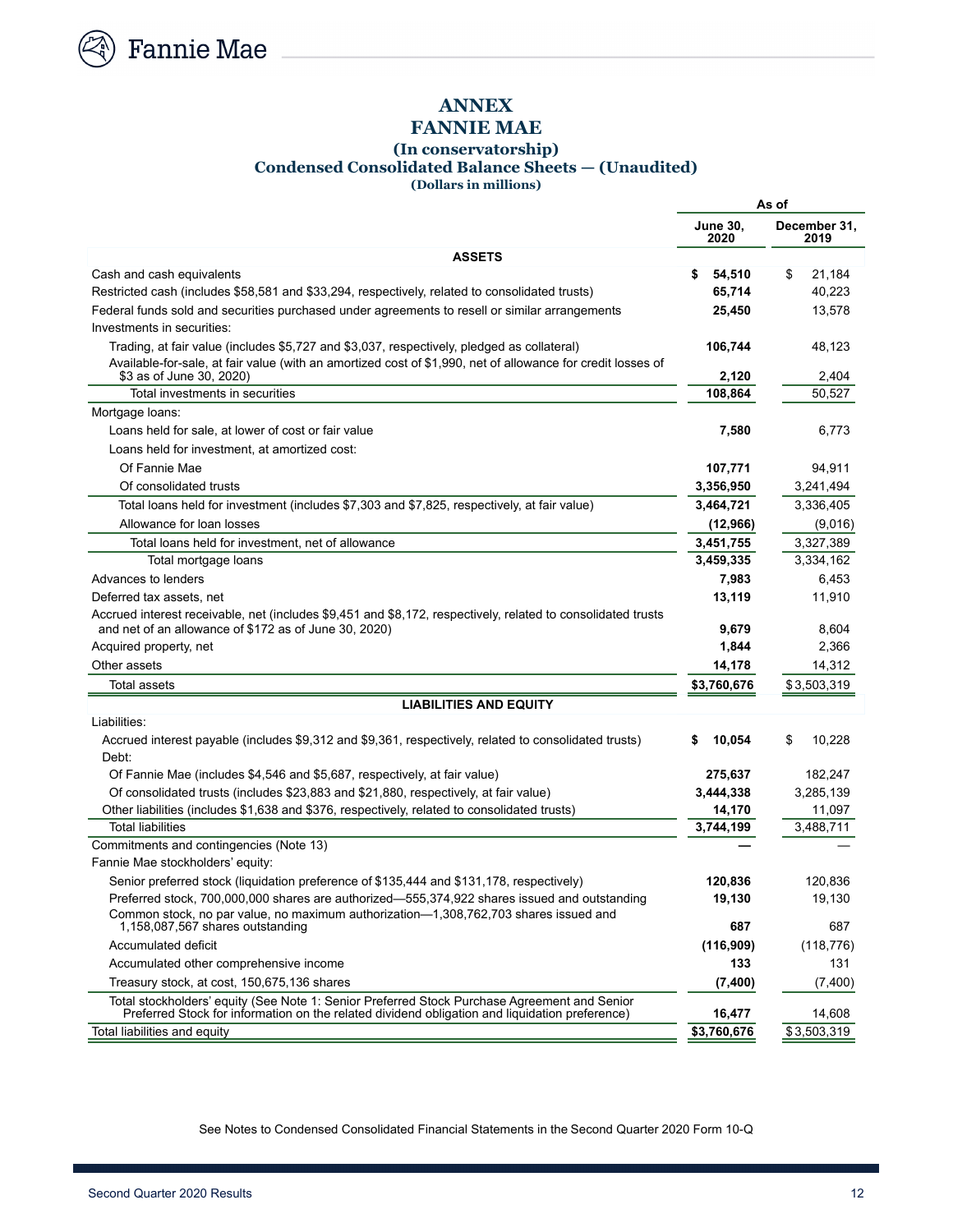# ANNEX
# FANNIE MAE
### (In conservatorship)
### Condensed Consolidated Balance Sheets — (Unaudited)
**(Dollars in millions)**

| | As of | |
|---|---|---|
| | **June 30, 2020** | **December 31, 2019** |
| **ASSETS** | | |
| Cash and cash equivalents | **$ 54,510** | $ 21,184 |
| Restricted cash (includes $58,581 and $33,294, respectively, related to consolidated trusts) | **65,714** | 40,223 |
| Federal funds sold and securities purchased under agreements to resell or similar arrangements | **25,450** | 13,578 |
| Investments in securities: | | |
| Trading, at fair value (includes $5,727 and $3,037, respectively, pledged as collateral) | **106,744** | 48,123 |
| Available-for-sale, at fair value (with an amortized cost of $1,990, net of allowance for credit losses of $3 as of June 30, 2020) | **2,120** | 2,404 |
| Total investments in securities | **108,864** | 50,527 |
| Mortgage loans: | | |
| Loans held for sale, at lower of cost or fair value | **7,580** | 6,773 |
| Loans held for investment, at amortized cost: | | |
| Of Fannie Mae | **107,771** | 94,911 |
| Of consolidated trusts | **3,356,950** | 3,241,494 |
| Total loans held for investment (includes $7,303 and $7,825, respectively, at fair value) | **3,464,721** | 3,336,405 |
| Allowance for loan losses | **(12,966)** | (9,016) |
| Total loans held for investment, net of allowance | **3,451,755** | 3,327,389 |
| Total mortgage loans | **3,459,335** | 3,334,162 |
| Advances to lenders | **7,983** | 6,453 |
| Deferred tax assets, net | **13,119** | 11,910 |
| Accrued interest receivable, net (includes $9,451 and $8,172, respectively, related to consolidated trusts and net of an allowance of $172 as of June 30, 2020) | **9,679** | 8,604 |
| Acquired property, net | **1,844** | 2,366 |
| Other assets | **14,178** | 14,312 |
| Total assets | **$3,760,676** | $3,503,319 |
| **LIABILITIES AND EQUITY** | | |
| Liabilities: | | |
| Accrued interest payable (includes $9,312 and $9,361, respectively, related to consolidated trusts) | **$ 10,054** | $ 10,228 |
| Debt: | | |
| Of Fannie Mae (includes $4,546 and $5,687, respectively, at fair value) | **275,637** | 182,247 |
| Of consolidated trusts (includes $23,883 and $21,880, respectively, at fair value) | **3,444,338** | 3,285,139 |
| Other liabilities (includes $1,638 and $376, respectively, related to consolidated trusts) | **14,170** | 11,097 |
| Total liabilities | **3,744,199** | 3,488,711 |
| Commitments and contingencies (Note 13) | **—** | — |
| Fannie Mae stockholders' equity: | | |
| Senior preferred stock (liquidation preference of $135,444 and $131,178, respectively) | **120,836** | 120,836 |
| Preferred stock, 700,000,000 shares are authorized—555,374,922 shares issued and outstanding | **19,130** | 19,130 |
| Common stock, no par value, no maximum authorization—1,308,762,703 shares issued and 1,158,087,567 shares outstanding | **687** | 687 |
| Accumulated deficit | **(116,909)** | (118,776) |
| Accumulated other comprehensive income | **133** | 131 |
| Treasury stock, at cost, 150,675,136 shares | **(7,400)** | (7,400) |
| Total stockholders' equity (See Note 1: Senior Preferred Stock Purchase Agreement and Senior Preferred Stock for information on the related dividend obligation and liquidation preference) | **16,477** | 14,608 |
| Total liabilities and equity | **$3,760,676** | $3,503,319 |

See Notes to Condensed Consolidated Financial Statements in the Second Quarter 2020 Form 10-Q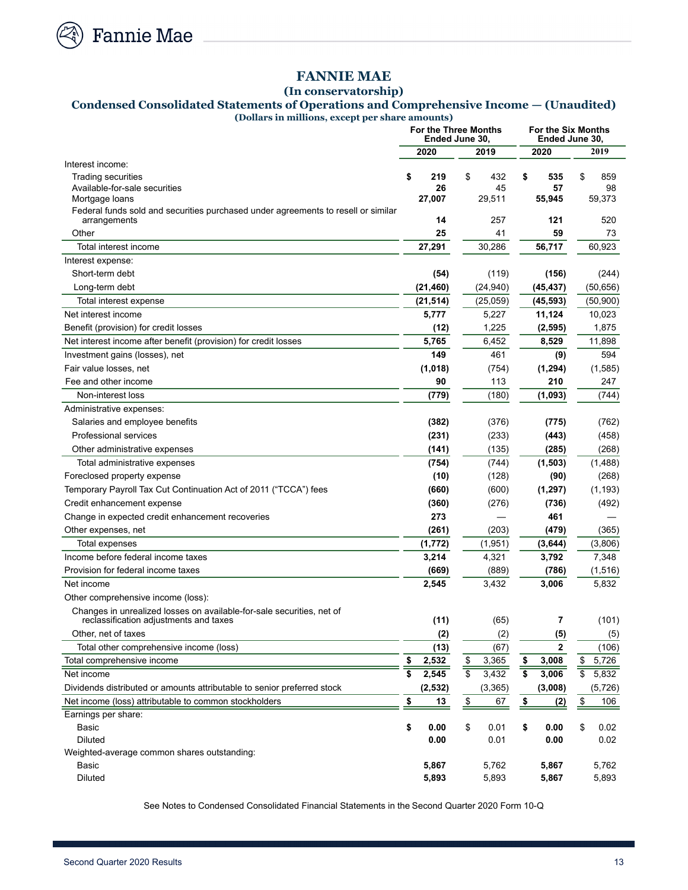# FANNIE MAE

**(In conservatorship)**

**Condensed Consolidated Statements of Operations and Comprehensive Income — (Unaudited)**

**(Dollars in millions, except per share amounts)**

| | For the Three Months Ended June 30, | | For the Six Months Ended June 30, | |
|---|---|---|---|---|
| | **2020** | **2019** | **2020** | **2019** |
| Interest income: | | | | |
| Trading securities | **$ 219** | $ 432 | **$ 535** | $ 859 |
| Available-for-sale securities | **26** | 45 | **57** | 98 |
| Mortgage loans | **27,007** | 29,511 | **55,945** | 59,373 |
| Federal funds sold and securities purchased under agreements to resell or similar arrangements | **14** | 257 | **121** | 520 |
| Other | **25** | 41 | **59** | 73 |
| Total interest income | **27,291** | 30,286 | **56,717** | 60,923 |
| Interest expense: | | | | |
| Short-term debt | **(54)** | (119) | **(156)** | (244) |
| Long-term debt | **(21,460)** | (24,940) | **(45,437)** | (50,656) |
| Total interest expense | **(21,514)** | (25,059) | **(45,593)** | (50,900) |
| Net interest income | **5,777** | 5,227 | **11,124** | 10,023 |
| Benefit (provision) for credit losses | **(12)** | 1,225 | **(2,595)** | 1,875 |
| Net interest income after benefit (provision) for credit losses | **5,765** | 6,452 | **8,529** | 11,898 |
| Investment gains (losses), net | **149** | 461 | **(9)** | 594 |
| Fair value losses, net | **(1,018)** | (754) | **(1,294)** | (1,585) |
| Fee and other income | **90** | 113 | **210** | 247 |
| Non-interest loss | **(779)** | (180) | **(1,093)** | (744) |
| Administrative expenses: | | | | |
| Salaries and employee benefits | **(382)** | (376) | **(775)** | (762) |
| Professional services | **(231)** | (233) | **(443)** | (458) |
| Other administrative expenses | **(141)** | (135) | **(285)** | (268) |
| Total administrative expenses | **(754)** | (744) | **(1,503)** | (1,488) |
| Foreclosed property expense | **(10)** | (128) | **(90)** | (268) |
| Temporary Payroll Tax Cut Continuation Act of 2011 ("TCCA") fees | **(660)** | (600) | **(1,297)** | (1,193) |
| Credit enhancement expense | **(360)** | (276) | **(736)** | (492) |
| Change in expected credit enhancement recoveries | **273** | — | **461** | — |
| Other expenses, net | **(261)** | (203) | **(479)** | (365) |
| Total expenses | **(1,772)** | (1,951) | **(3,644)** | (3,806) |
| Income before federal income taxes | **3,214** | 4,321 | **3,792** | 7,348 |
| Provision for federal income taxes | **(669)** | (889) | **(786)** | (1,516) |
| Net income | **2,545** | 3,432 | **3,006** | 5,832 |
| Other comprehensive income (loss): | | | | |
| Changes in unrealized losses on available-for-sale securities, net of reclassification adjustments and taxes | **(11)** | (65) | **7** | (101) |
| Other, net of taxes | **(2)** | (2) | **(5)** | (5) |
| Total other comprehensive income (loss) | **(13)** | (67) | **2** | (106) |
| Total comprehensive income | **$ 2,532** | $ 3,365 | **$ 3,008** | $ 5,726 |
| Net income | **$ 2,545** | $ 3,432 | **$ 3,006** | $ 5,832 |
| Dividends distributed or amounts attributable to senior preferred stock | **(2,532)** | (3,365) | **(3,008)** | (5,726) |
| Net income (loss) attributable to common stockholders | **$ 13** | $ 67 | **$ (2)** | $ 106 |
| Earnings per share: | | | | |
| Basic | **$ 0.00** | $ 0.01 | **$ 0.00** | $ 0.02 |
| Diluted | **0.00** | 0.01 | **0.00** | 0.02 |
| Weighted-average common shares outstanding: | | | | |
| Basic | **5,867** | 5,762 | **5,867** | 5,762 |
| Diluted | **5,893** | 5,893 | **5,867** | 5,893 |

See Notes to Condensed Consolidated Financial Statements in the Second Quarter 2020 Form 10-Q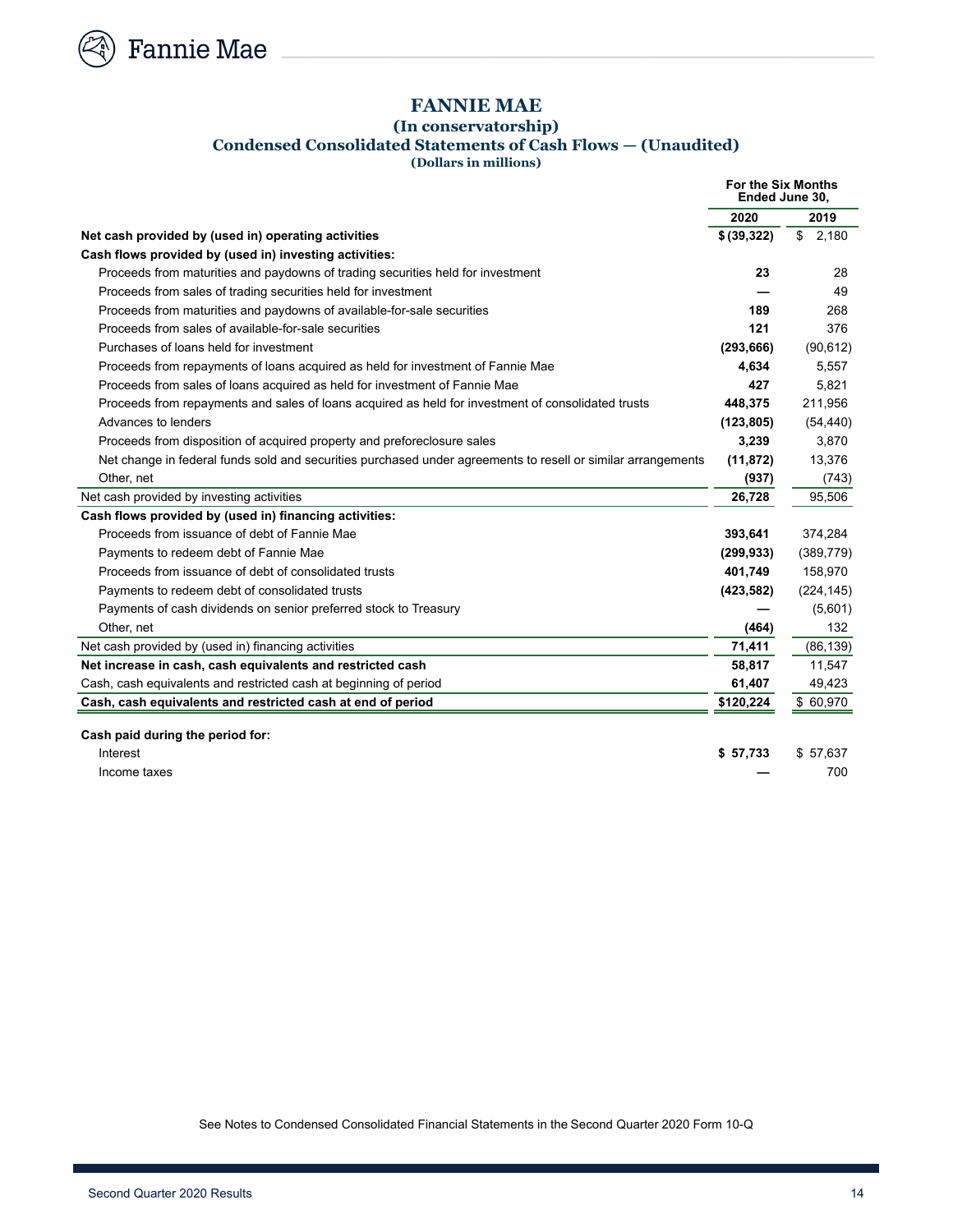# FANNIE MAE

## (In conservatorship)

## Condensed Consolidated Statements of Cash Flows — (Unaudited)

**(Dollars in millions)**

| | For the Six Months Ended June 30, | |
|---|---|---|
| | **2020** | **2019** |
| **Net cash provided by (used in) operating activities** | **$ (39,322)** | $ 2,180 |
| **Cash flows provided by (used in) investing activities:** | | |
| Proceeds from maturities and paydowns of trading securities held for investment | **23** | 28 |
| Proceeds from sales of trading securities held for investment | **—** | 49 |
| Proceeds from maturities and paydowns of available-for-sale securities | **189** | 268 |
| Proceeds from sales of available-for-sale securities | **121** | 376 |
| Purchases of loans held for investment | **(293,666)** | (90,612) |
| Proceeds from repayments of loans acquired as held for investment of Fannie Mae | **4,634** | 5,557 |
| Proceeds from sales of loans acquired as held for investment of Fannie Mae | **427** | 5,821 |
| Proceeds from repayments and sales of loans acquired as held for investment of consolidated trusts | **448,375** | 211,956 |
| Advances to lenders | **(123,805)** | (54,440) |
| Proceeds from disposition of acquired property and preforeclosure sales | **3,239** | 3,870 |
| Net change in federal funds sold and securities purchased under agreements to resell or similar arrangements | **(11,872)** | 13,376 |
| Other, net | **(937)** | (743) |
| Net cash provided by investing activities | **26,728** | 95,506 |
| **Cash flows provided by (used in) financing activities:** | | |
| Proceeds from issuance of debt of Fannie Mae | **393,641** | 374,284 |
| Payments to redeem debt of Fannie Mae | **(299,933)** | (389,779) |
| Proceeds from issuance of debt of consolidated trusts | **401,749** | 158,970 |
| Payments to redeem debt of consolidated trusts | **(423,582)** | (224,145) |
| Payments of cash dividends on senior preferred stock to Treasury | **—** | (5,601) |
| Other, net | **(464)** | 132 |
| Net cash provided by (used in) financing activities | **71,411** | (86,139) |
| **Net increase in cash, cash equivalents and restricted cash** | **58,817** | 11,547 |
| Cash, cash equivalents and restricted cash at beginning of period | **61,407** | 49,423 |
| **Cash, cash equivalents and restricted cash at end of period** | **$120,224** | $ 60,970 |
| **Cash paid during the period for:** | | |
| Interest | **$ 57,733** | $ 57,637 |
| Income taxes | **—** | 700 |

See Notes to Condensed Consolidated Financial Statements in the Second Quarter 2020 Form 10-Q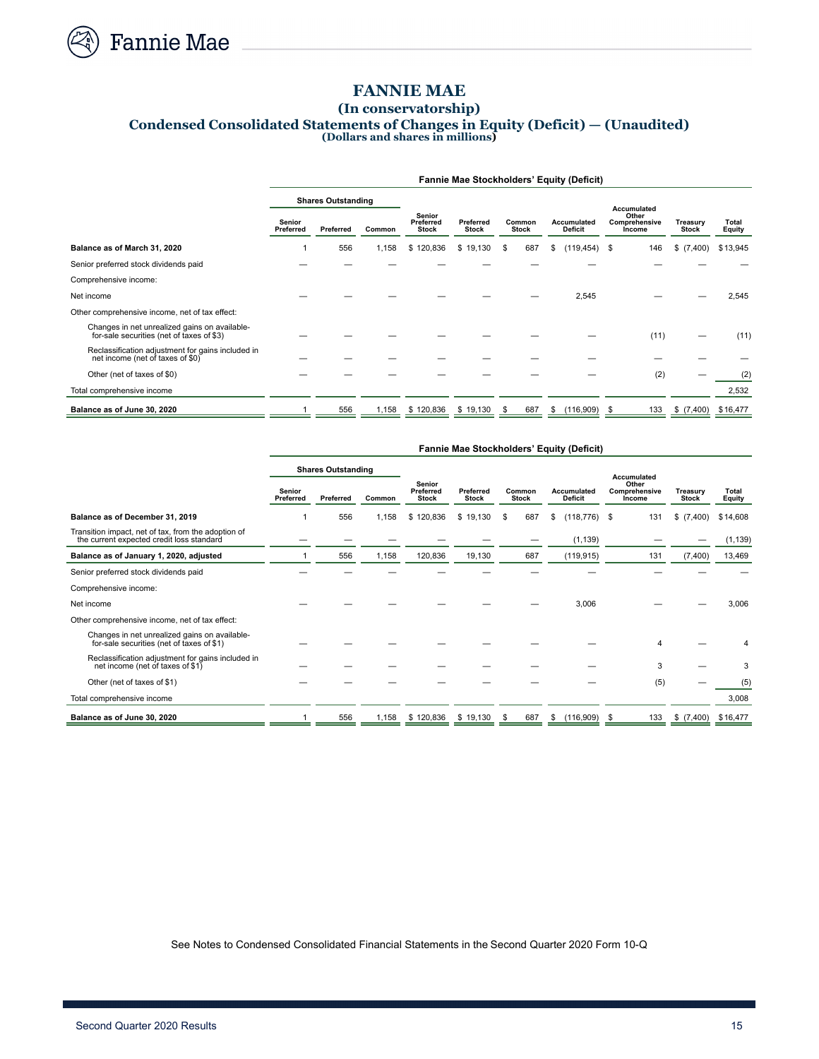# FANNIE MAE

## (In conservatorship)

## Condensed Consolidated Statements of Changes in Equity (Deficit) — (Unaudited)

**(Dollars and shares in millions)**

| | Fannie Mae Stockholders' Equity (Deficit) | | | | | | | | | |
|---|---|---|---|---|---|---|---|---|---|---|
| | Shares Outstanding | | | | | | | | | |
| | Senior Preferred | Preferred | Common | Senior Preferred Stock | Preferred Stock | Common Stock | Accumulated Deficit | Accumulated Other Comprehensive Income | Treasury Stock | Total Equity |
| **Balance as of March 31, 2020** | 1 | 556 | 1,158 | $ 120,836 | $ 19,130 | $ 687 | $ (119,454) | $ 146 | $ (7,400) | $ 13,945 |
| Senior preferred stock dividends paid | — | — | — | — | — | — | — | — | — | — |
| Comprehensive income: | | | | | | | | | | |
| Net income | — | — | — | — | — | — | 2,545 | — | — | 2,545 |
| Other comprehensive income, net of tax effect: | | | | | | | | | | |
| Changes in net unrealized gains on available-for-sale securities (net of taxes of $3) | — | — | — | — | — | — | — | (11) | — | (11) |
| Reclassification adjustment for gains included in net income (net of taxes of $0) | — | — | — | — | — | — | — | — | — | — |
| Other (net of taxes of $0) | — | — | — | — | — | — | — | (2) | — | (2) |
| Total comprehensive income | | | | | | | | | | 2,532 |
| **Balance as of June 30, 2020** | 1 | 556 | 1,158 | $ 120,836 | $ 19,130 | $ 687 | $ (116,909) | $ 133 | $ (7,400) | $ 16,477 |

| | Fannie Mae Stockholders' Equity (Deficit) | | | | | | | | | |
|---|---|---|---|---|---|---|---|---|---|---|
| | Shares Outstanding | | | | | | | | | |
| | Senior Preferred | Preferred | Common | Senior Preferred Stock | Preferred Stock | Common Stock | Accumulated Deficit | Accumulated Other Comprehensive Income | Treasury Stock | Total Equity |
| **Balance as of December 31, 2019** | 1 | 556 | 1,158 | $ 120,836 | $ 19,130 | $ 687 | $ (118,776) | $ 131 | $ (7,400) | $ 14,608 |
| Transition impact, net of tax, from the adoption of the current expected credit loss standard | — | — | — | — | — | — | (1,139) | — | — | (1,139) |
| **Balance as of January 1, 2020, adjusted** | 1 | 556 | 1,158 | 120,836 | 19,130 | 687 | (119,915) | 131 | (7,400) | 13,469 |
| Senior preferred stock dividends paid | — | — | — | — | — | — | — | — | — | — |
| Comprehensive income: | | | | | | | | | | |
| Net income | — | — | — | — | — | — | 3,006 | — | — | 3,006 |
| Other comprehensive income, net of tax effect: | | | | | | | | | | |
| Changes in net unrealized gains on available-for-sale securities (net of taxes of $1) | — | — | — | — | — | — | — | 4 | — | 4 |
| Reclassification adjustment for gains included in net income (net of taxes of $1) | — | — | — | — | — | — | — | 3 | — | 3 |
| Other (net of taxes of $1) | — | — | — | — | — | — | — | (5) | — | (5) |
| Total comprehensive income | | | | | | | | | | 3,008 |
| **Balance as of June 30, 2020** | 1 | 556 | 1,158 | $ 120,836 | $ 19,130 | $ 687 | $ (116,909) | $ 133 | $ (7,400) | $ 16,477 |

See Notes to Condensed Consolidated Financial Statements in the Second Quarter 2020 Form 10-Q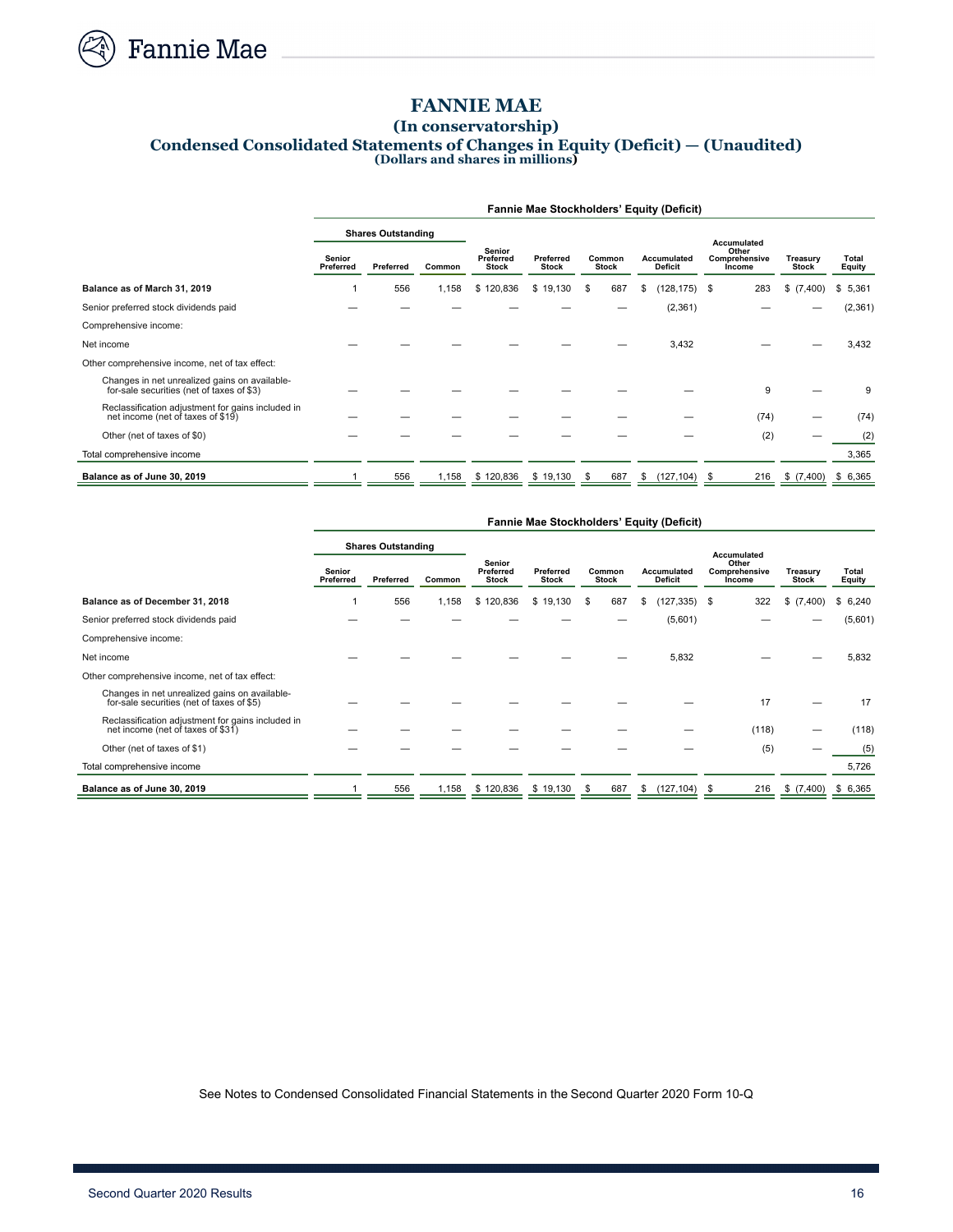# FANNIE MAE

## (In conservatorship)

## Condensed Consolidated Statements of Changes in Equity (Deficit) — (Unaudited)

**(Dollars and shares in millions)**

| | Fannie Mae Stockholders' Equity (Deficit) | | | | | | | | | |
|---|---|---|---|---|---|---|---|---|---|---|
| | Shares Outstanding | | | | | | | | | |
| | Senior Preferred | Preferred | Common | Senior Preferred Stock | Preferred Stock | Common Stock | Accumulated Deficit | Accumulated Other Comprehensive Income | Treasury Stock | Total Equity |
| **Balance as of March 31, 2019** | 1 | 556 | 1,158 | $ 120,836 | $ 19,130 | $ 687 | $ (128,175) | $ 283 | $ (7,400) | $ 5,361 |
| Senior preferred stock dividends paid | — | — | — | — | — | — | (2,361) | — | — | (2,361) |
| Comprehensive income: | | | | | | | | | | |
| Net income | — | — | — | — | — | — | 3,432 | — | — | 3,432 |
| Other comprehensive income, net of tax effect: | | | | | | | | | | |
| Changes in net unrealized gains on available-for-sale securities (net of taxes of $3) | — | — | — | — | — | — | — | 9 | — | 9 |
| Reclassification adjustment for gains included in net income (net of taxes of $19) | — | — | — | — | — | — | — | (74) | — | (74) |
| Other (net of taxes of $0) | — | — | — | — | — | — | — | (2) | — | (2) |
| Total comprehensive income | | | | | | | | | | 3,365 |
| **Balance as of June 30, 2019** | 1 | 556 | 1,158 | $ 120,836 | $ 19,130 | $ 687 | $ (127,104) | $ 216 | $ (7,400) | $ 6,365 |

| | Fannie Mae Stockholders' Equity (Deficit) | | | | | | | | | |
|---|---|---|---|---|---|---|---|---|---|---|
| | Shares Outstanding | | | | | | | | | |
| | Senior Preferred | Preferred | Common | Senior Preferred Stock | Preferred Stock | Common Stock | Accumulated Deficit | Accumulated Other Comprehensive Income | Treasury Stock | Total Equity |
| **Balance as of December 31, 2018** | 1 | 556 | 1,158 | $ 120,836 | $ 19,130 | $ 687 | $ (127,335) | $ 322 | $ (7,400) | $ 6,240 |
| Senior preferred stock dividends paid | — | — | — | — | — | — | (5,601) | — | — | (5,601) |
| Comprehensive income: | | | | | | | | | | |
| Net income | — | — | — | — | — | — | 5,832 | — | — | 5,832 |
| Other comprehensive income, net of tax effect: | | | | | | | | | | |
| Changes in net unrealized gains on available-for-sale securities (net of taxes of $5) | — | — | — | — | — | — | — | 17 | — | 17 |
| Reclassification adjustment for gains included in net income (net of taxes of $31) | — | — | — | — | — | — | — | (118) | — | (118) |
| Other (net of taxes of $1) | — | — | — | — | — | — | — | (5) | — | (5) |
| Total comprehensive income | | | | | | | | | | 5,726 |
| **Balance as of June 30, 2019** | 1 | 556 | 1,158 | $ 120,836 | $ 19,130 | $ 687 | $ (127,104) | $ 216 | $ (7,400) | $ 6,365 |

See Notes to Condensed Consolidated Financial Statements in the Second Quarter 2020 Form 10-Q